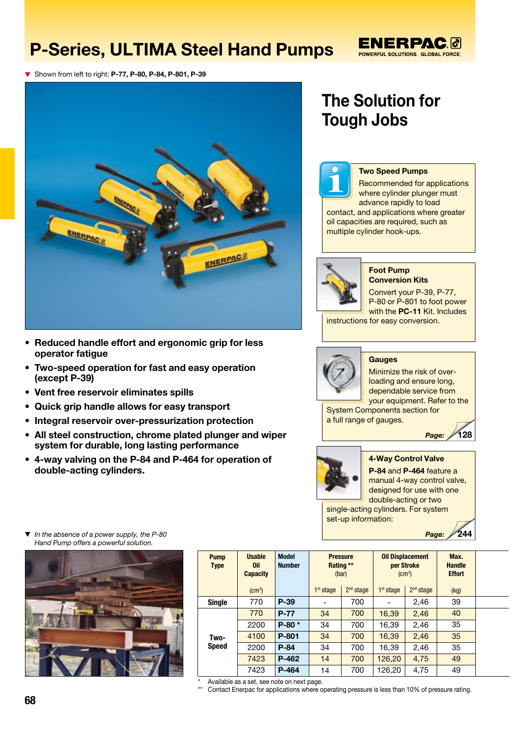# P-Series, ULTIMA Steel Hand Pumps

▼ Shown from left to right: **P-77, P-80, P-84, P-801, P-39**

- **Reduced handle effort and ergonomic grip for less operator fatigue**
- **Two-speed operation for fast and easy operation (except P-39)**
- **Vent free reservoir eliminates spills**
- **Quick grip handle allows for easy transport**
- **Integral reservoir over-pressurization protection**
- **All steel construction, chrome plated plunger and wiper system for durable, long lasting performance**
- **4-way valving on the P-84 and P-464 for operation of double-acting cylinders.**

▼ *In the absence of a power supply, the P-80 Hand Pump offers a powerful solution.*

## The Solution for Tough Jobs

**Two Speed Pumps**

Recommended for applications where cylinder plunger must advance rapidly to load contact, and applications where greater oil capacities are required, such as multiple cylinder hook-ups.

**Foot Pump Conversion Kits**

Convert your P-39, P-77, P-80 or P-801 to foot power with the **PC-11** Kit. Includes instructions for easy conversion.

**Gauges**

Minimize the risk of over-loading and ensure long, dependable service from your equipment. Refer to the System Components section for a full range of gauges.

*Page:* **128**

**4-Way Control Valve**

**P-84** and **P-464** feature a manual 4-way control valve, designed for use with one double-acting or two single-acting cylinders. For system set-up information:

*Page:* **244**

| Pump Type | Usable Oil Capacity (cm³) | Model Number | Pressure Rating ** (bar) | | Oil Displacement per Stroke (cm³) | | Max. Handle Effort (kg) |
|---|---|---|---|---|---|---|---|
| | | | 1st stage | 2nd stage | 1st stage | 2nd stage | |
| **Single** | 770 | **P-39** | - | 700 | - | 2,46 | 39 |
| **Two-Speed** | 770 | **P-77** | 34 | 700 | 16,39 | 2,46 | 40 |
| | 2200 | **P-80 *** | 34 | 700 | 16,39 | 2,46 | 35 |
| | 4100 | **P-801** | 34 | 700 | 16,39 | 2,46 | 35 |
| | 2200 | **P-84** | 34 | 700 | 16,39 | 2,46 | 35 |
| | 7423 | **P-462** | 14 | 700 | 126,20 | 4,75 | 49 |
| | 7423 | **P-464** | 14 | 700 | 126,20 | 4,75 | 49 |

\* Available as a set, see note on next page.

** Contact Enerpac for applications where operating pressure is less than 10% of pressure rating.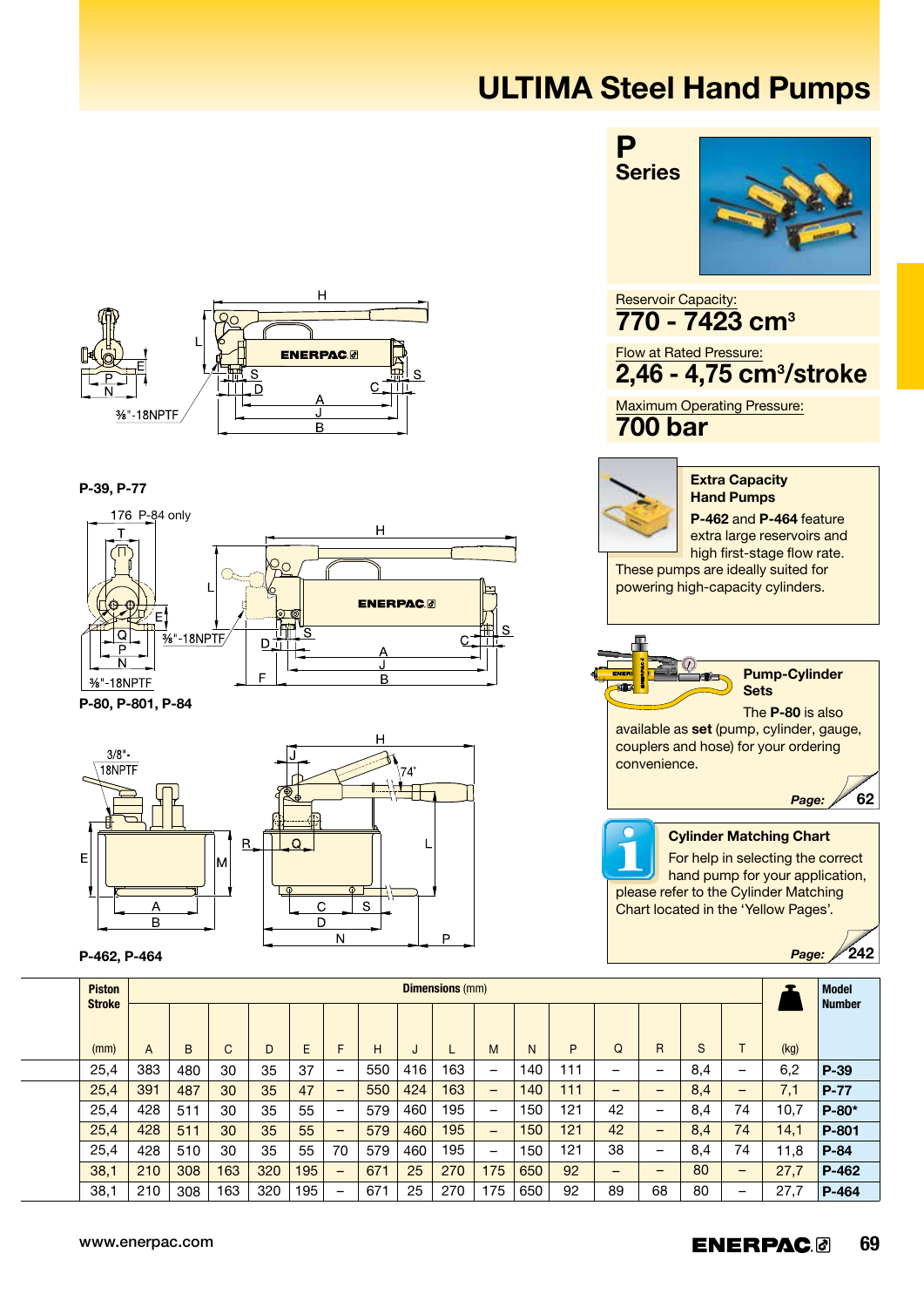# ULTIMA Steel Hand Pumps

**P Series**

Reservoir Capacity:
## 770 - 7423 cm³

Flow at Rated Pressure:
## 2,46 - 4,75 cm³/stroke

Maximum Operating Pressure:
## 700 bar

P-39, P-77

P-80, P-801, P-84

P-462, P-464

**Extra Capacity Hand Pumps**

**P-462** and **P-464** feature extra large reservoirs and high first-stage flow rate. These pumps are ideally suited for powering high-capacity cylinders.

**Pump-Cylinder Sets**

The **P-80** is also available as **set** (pump, cylinder, gauge, couplers and hose) for your ordering convenience.

*Page:* 62

**Cylinder Matching Chart**

For help in selecting the correct hand pump for your application, please refer to the Cylinder Matching Chart located in the 'Yellow Pages'.

*Page:* 242

| Piston Stroke (mm) | Dimensions (mm) | | | | | | | | | | | | | | | | (kg) | Model Number |
|---|---|---|---|---|---|---|---|---|---|---|---|---|---|---|---|---|---|---|
| | A | B | C | D | E | F | H | J | L | M | N | P | Q | R | S | T | | |
| 25,4 | 383 | 480 | 30 | 35 | 37 | – | 550 | 416 | 163 | – | 140 | 111 | – | – | 8,4 | – | 6,2 | **P-39** |
| 25,4 | 391 | 487 | 30 | 35 | 47 | – | 550 | 424 | 163 | – | 140 | 111 | – | – | 8,4 | – | 7,1 | **P-77** |
| 25,4 | 428 | 511 | 30 | 35 | 55 | – | 579 | 460 | 195 | – | 150 | 121 | 42 | – | 8,4 | 74 | 10,7 | **P-80*** |
| 25,4 | 428 | 511 | 30 | 35 | 55 | – | 579 | 460 | 195 | – | 150 | 121 | 42 | – | 8,4 | 74 | 14,1 | **P-801** |
| 25,4 | 428 | 510 | 30 | 35 | 55 | 70 | 579 | 460 | 195 | – | 150 | 121 | 38 | – | 8,4 | 74 | 11,8 | **P-84** |
| 38,1 | 210 | 308 | 163 | 320 | 195 | – | 671 | 25 | 270 | 175 | 650 | 92 | – | – | 80 | – | 27,7 | **P-462** |
| 38,1 | 210 | 308 | 163 | 320 | 195 | – | 671 | 25 | 270 | 175 | 650 | 92 | 89 | 68 | 80 | – | 27,7 | **P-464** |

www.enerpac.com